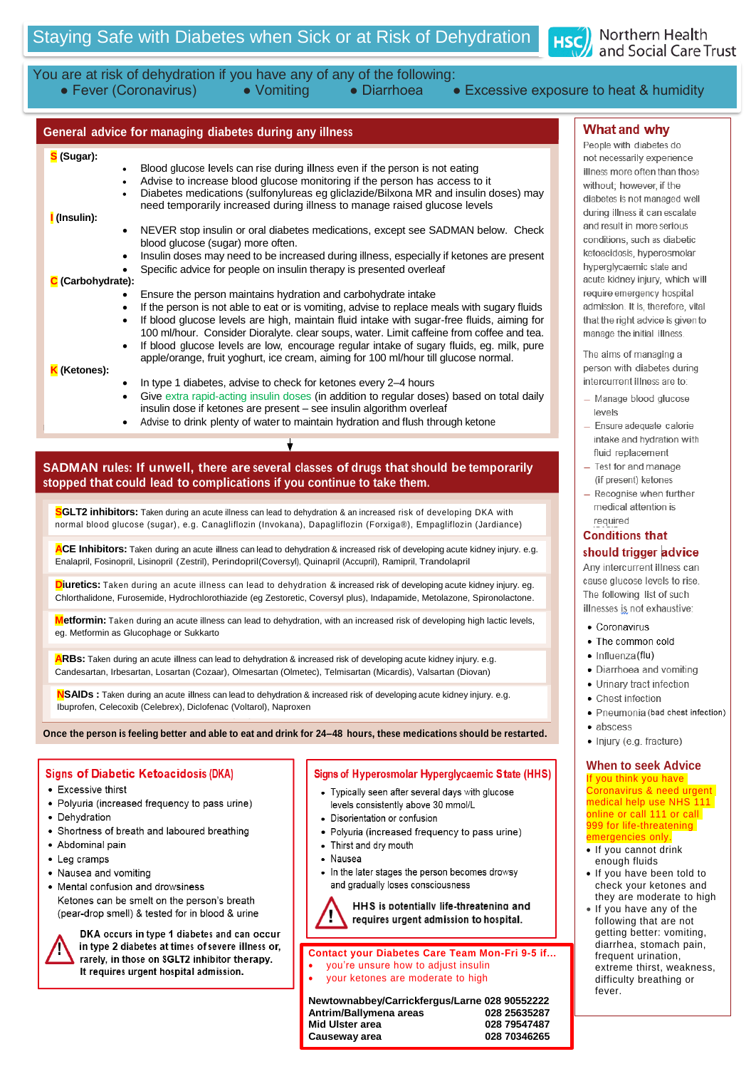# Staying Safe with Diabetes when Sick or at Risk of Dehydration

Northern Health and Social Care Trust

You are at risk of dehydration if you have any of any of the following:

- Fever (Coronavirus)
- Vomiting
- Diarrhoea
- Excessive exposure to heat & humidity

## General advice for managing diabetes during any illness

**S (Sugar):**

- Blood glucose levels can rise during illness even if the person is not eating
- Advise to increase blood glucose monitoring if the person has access to it
- Diabetes medications (sulfonylureas eg gliclazide/Bilxona MR and insulin doses) may need temporarily increased during illness to manage raised glucose levels

**I (Insulin):**

- NEVER stop insulin or oral diabetes medications, except see SADMAN below. Check blood glucose (sugar) more often.
- Insulin doses may need to be increased during illness, especially if ketones are present
- Specific advice for people on insulin therapy is presented overleaf

**C (Carbohydrate):**

- Ensure the person maintains hydration and carbohydrate intake
- If the person is not able to eat or is vomiting, advise to replace meals with sugary fluids
- If blood glucose levels are high, maintain fluid intake with sugar-free fluids, aiming for 100 ml/hour. Consider Dioralyte. clear soups, water. Limit caffeine from coffee and tea.
- If blood glucose levels are low, encourage regular intake of sugary fluids, eg. milk, pure apple/orange, fruit yoghurt, ice cream, aiming for 100 ml/hour till glucose normal.

**K (Ketones):**

- In type 1 diabetes, advise to check for ketones every 2–4 hours
- Give extra rapid-acting insulin doses (in addition to regular doses) based on total daily insulin dose if ketones are present – see insulin algorithm overleaf
- Advise to drink plenty of water to maintain hydration and flush through ketone

## SADMAN rules: If unwell, there are several classes of drugs that should be temporarily stopped that could lead to complications if you continue to take them.

**SGLT2 inhibitors:** Taken during an acute illness can lead to dehydration & an increased risk of developing DKA with normal blood glucose (sugar), e.g. Canagliflozin (Invokana), Dapagliflozin (Forxiga®), Empagliflozin (Jardiance)

**ACE Inhibitors:** Taken during an acute illness can lead to dehydration & increased risk of developing acute kidney injury. e.g. Enalapril, Fosinopril, Lisinopril (Zestril), Perindopril(Coversyl), Quinapril (Accupril), Ramipril, Trandolapril

**Diuretics:** Taken during an acute illness can lead to dehydration & increased risk of developing acute kidney injury. eg. Chlorthalidone, Furosemide, Hydrochlorothiazide (eg Zestoretic, Coversyl plus), Indapamide, Metolazone, Spironolactone.

**Metformin:** Taken during an acute illness can lead to dehydration, with an increased risk of developing high lactic levels, eg. Metformin as Glucophage or Sukkarto

**ARBs:** Taken during an acute illness can lead to dehydration & increased risk of developing acute kidney injury. e.g. Candesartan, Irbesartan, Losartan (Cozaar), Olmesartan (Olmetec), Telmisartan (Micardis), Valsartan (Diovan)

**NSAIDs :** Taken during an acute illness can lead to dehydration & increased risk of developing acute kidney injury. e.g. Ibuprofen, Celecoxib (Celebrex), Diclofenac (Voltarol), Naproxen

**Once the person is feeling better and able to eat and drink for 24–48 hours, these medications should be restarted.**

## Signs of Diabetic Ketoacidosis (DKA)

- Excessive thirst
- Polyuria (increased frequency to pass urine)
- Dehydration
- Shortness of breath and laboured breathing
- Abdominal pain
- Leg cramps
- Nausea and vomiting
- Mental confusion and drowsiness

Ketones can be smelt on the person's breath (pear-drop smell) & tested for in blood & urine

**DKA occurs in type 1 diabetes and can occur in type 2 diabetes at times of severe illness or, rarely, in those on SGLT2 inhibitor therapy. It requires urgent hospital admission.**

## Signs of Hyperosmolar Hyperglycaemic State (HHS)

- Typically seen after several days with glucose levels consistently above 30 mmol/L
- Disorientation or confusion
- Polyuria (increased frequency to pass urine)
- Thirst and dry mouth
- Nausea
- In the later stages the person becomes drowsy and gradually loses consciousness

**HHS is potentially life-threatening and requires urgent admission to hospital.**

**Contact your Diabetes Care Team Mon-Fri 9-5 if...**

- you're unsure how to adjust insulin
- your ketones are moderate to high

| | |
|---|---|
| **Newtownabbey/Carrickfergus/Larne** | **028 90552222** |
| **Antrim/Ballymena areas** | **028 25635287** |
| **Mid Ulster area** | **028 79547487** |
| **Causeway area** | **028 70346265** |

## What and why

People with diabetes do not necessarily experience illness more often than those without; however, if the diabetes is not managed well during illness it can escalate and result in more serious conditions, such as diabetic ketoacidosis, hyperosmolar hyperglycaemic state and acute kidney injury, which will require emergency hospital admission. It is, therefore, vital that the right advice is given to manage the initial illness.

The aims of managing a person with diabetes during intercurrent illness are to:

- Manage blood glucose levels
- Ensure adequate calorie intake and hydration with fluid replacement
- Test for and manage (if present) ketones
- Recognise when further medical attention is required

## Conditions that should trigger advice

Any intercurrent illness can cause glucose levels to rise. The following list of such illnesses is not exhaustive:

- Coronavirus
- The common cold
- Influenza(flu)
- Diarrhoea and vomiting
- Urinary tract infection
- Chest infection
- Pneumonia (bad chest infection)
- abscess
- Injury (e.g. fracture)

## When to seek Advice

If you think you have Coronavirus & need urgent medical help use NHS 111 online or call 111 or call 999 for life-threatening emergencies only.

- If you cannot drink enough fluids
- If you have been told to check your ketones and they are moderate to high
- If you have any of the following that are not getting better: vomiting, diarrhea, stomach pain, frequent urination, extreme thirst, weakness, difficulty breathing or fever.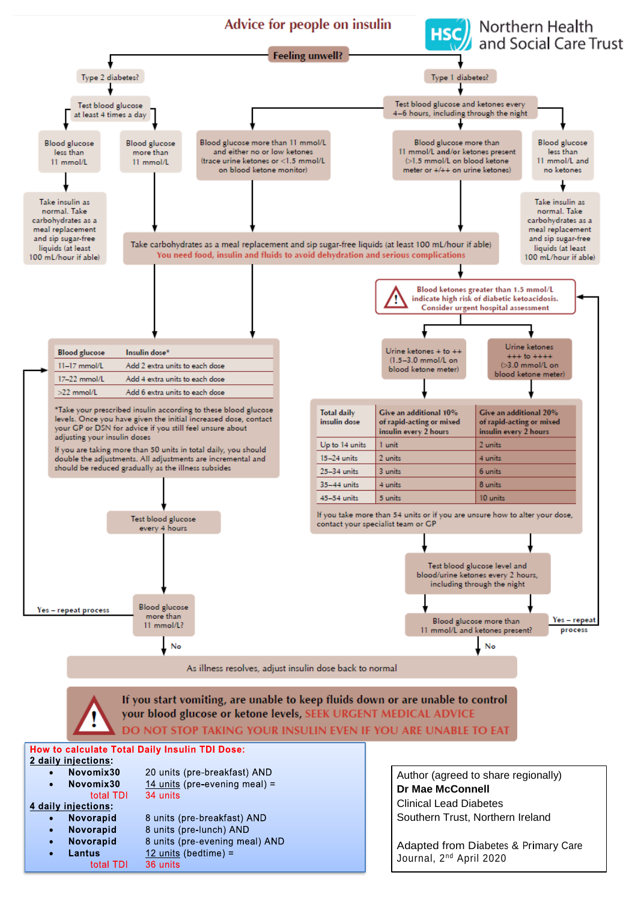# Advice for people on insulin

Northern Health and Social Care Trust

**Feeling unwell?**

## Type 2 diabetes?

Test blood glucose at least 4 times a day

- Blood glucose less than 11 mmol/L → Take insulin as normal. Take carbohydrates as a meal replacement and sip sugar-free liquids (at least 100 mL/hour if able)
- Blood glucose more than 11 mmol/L → Take carbohydrates as a meal replacement and sip sugar-free liquids (at least 100 mL/hour if able)

## Type 1 diabetes?

Test blood glucose and ketones every 4–6 hours, including through the night

- Blood glucose more than 11 mmol/L and either no or low ketones (trace urine ketones or <1.5 mmol/L on blood ketone monitor)
- Blood glucose more than 11 mmol/L and/or ketones present (>1.5 mmol/L on blood ketone meter or +/++ on urine ketones)
- Blood glucose less than 11 mmol/L and no ketones → Take insulin as normal. Take carbohydrates as a meal replacement and sip sugar-free liquids (at least 100 mL/hour if able)

Take carbohydrates as a meal replacement and sip sugar-free liquids (at least 100 mL/hour if able)
**You need food, insulin and fluids to avoid dehydration and serious complications**

| Blood glucose | Insulin dose* |
|---|---|
| 11–17 mmol/L | Add 2 extra units to each dose |
| 17–22 mmol/L | Add 4 extra units to each dose |
| >22 mmol/L | Add 6 extra units to each dose |

*Take your prescribed insulin according to these blood glucose levels. Once you have given the initial increased dose, contact your GP or DSN for advice if you still feel unsure about adjusting your insulin doses

If you are taking more than 50 units in total daily, you should double the adjustments. All adjustments are incremental and should be reduced gradually as the illness subsides

Test blood glucose every 4 hours

Blood glucose more than 11 mmol/L?
- Yes – repeat process
- No → As illness resolves, adjust insulin dose back to normal

**⚠ Blood ketones greater than 1.5 mmol/L indicate high risk of diabetic ketoacidosis. Consider urgent hospital assessment**

- Urine ketones + to ++ (1.5–3.0 mmol/L on blood ketone meter)
- Urine ketones +++ to ++++ (>3.0 mmol/L on blood ketone meter)

| Total daily insulin dose | Give an additional 10% of rapid-acting or mixed insulin every 2 hours | Give an additional 20% of rapid-acting or mixed insulin every 2 hours |
|---|---|---|
| Up to 14 units | 1 unit | 2 units |
| 15–24 units | 2 units | 4 units |
| 25–34 units | 3 units | 6 units |
| 35–44 units | 4 units | 8 units |
| 45–54 units | 5 units | 10 units |

If you take more than 54 units or if you are unsure how to alter your dose, contact your specialist team or GP

Test blood glucose level and blood/urine ketones every 2 hours, including through the night

Blood glucose more than 11 mmol/L and ketones present?
- Yes – repeat process
- No → As illness resolves, adjust insulin dose back to normal

**⚠ If you start vomiting, are unable to keep fluids down or are unable to control your blood glucose or ketone levels, SEEK URGENT MEDICAL ADVICE**
**DO NOT STOP TAKING YOUR INSULIN EVEN IF YOU ARE UNABLE TO EAT**

**How to calculate Total Daily Insulin TDI Dose:**

**2 daily injections:**
- **Novomix30** 20 units (pre-breakfast) AND
- **Novomix30** 14 units (pre-evening meal) =

total TDI 34 units

**4 daily injections:**
- **Novorapid** 8 units (pre-breakfast) AND
- **Novorapid** 8 units (pre-lunch) AND
- **Novorapid** 8 units (pre-evening meal) AND
- **Lantus** 12 units (bedtime) =

total TDI 36 units

Author (agreed to share regionally)
**Dr Mae McConnell**
Clinical Lead Diabetes
Southern Trust, Northern Ireland

Adapted from Diabetes & Primary Care Journal, 2nd April 2020